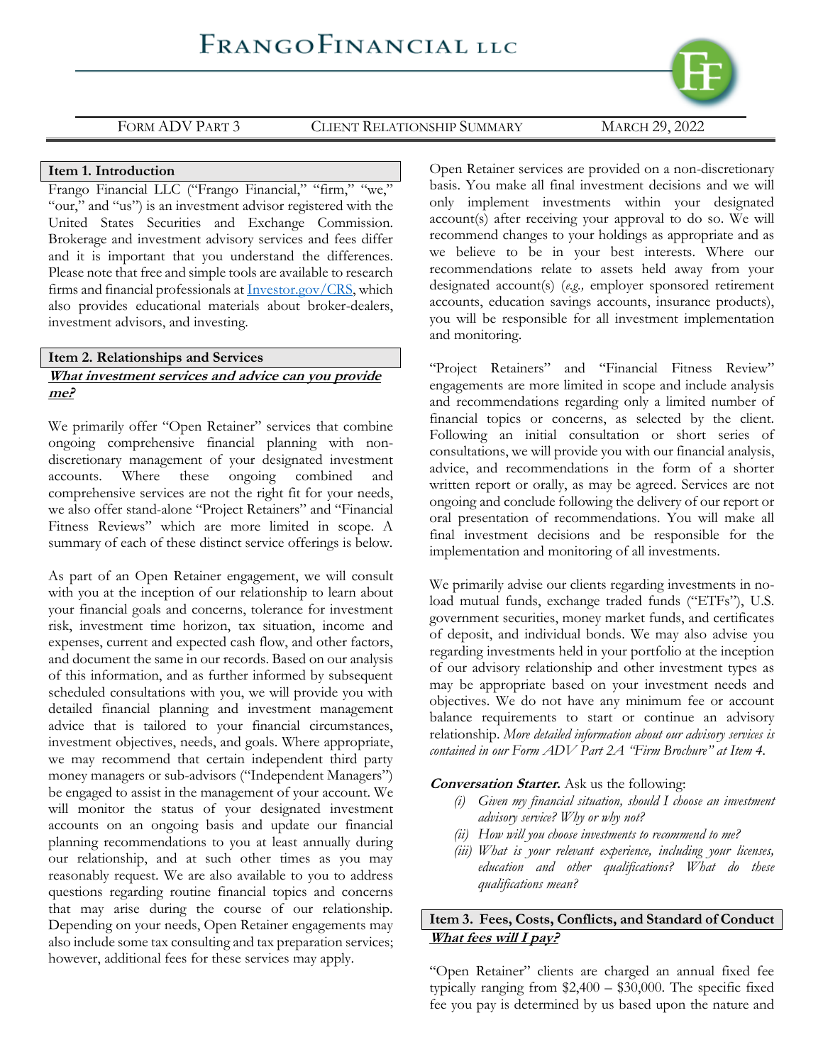# FrangoFinancial LLC

Form ADV Part 3 — Client Relationship Summary — March 29, 2022

## Item 1. Introduction

Frango Financial LLC ("Frango Financial," "firm," "we," "our," and "us") is an investment advisor registered with the United States Securities and Exchange Commission. Brokerage and investment advisory services and fees differ and it is important that you understand the differences. Please note that free and simple tools are available to research firms and financial professionals at Investor.gov/CRS, which also provides educational materials about broker-dealers, investment advisors, and investing.

## Item 2. Relationships and Services

***What investment services and advice can you provide me?***

We primarily offer "Open Retainer" services that combine ongoing comprehensive financial planning with non-discretionary management of your designated investment accounts. Where these ongoing combined and comprehensive services are not the right fit for your needs, we also offer stand-alone "Project Retainers" and "Financial Fitness Reviews" which are more limited in scope. A summary of each of these distinct service offerings is below.

As part of an Open Retainer engagement, we will consult with you at the inception of our relationship to learn about your financial goals and concerns, tolerance for investment risk, investment time horizon, tax situation, income and expenses, current and expected cash flow, and other factors, and document the same in our records. Based on our analysis of this information, and as further informed by subsequent scheduled consultations with you, we will provide you with detailed financial planning and investment management advice that is tailored to your financial circumstances, investment objectives, needs, and goals. Where appropriate, we may recommend that certain independent third party money managers or sub-advisors ("Independent Managers") be engaged to assist in the management of your account. We will monitor the status of your designated investment accounts on an ongoing basis and update our financial planning recommendations to you at least annually during our relationship, and at such other times as you may reasonably request. We are also available to you to address questions regarding routine financial topics and concerns that may arise during the course of our relationship. Depending on your needs, Open Retainer engagements may also include some tax consulting and tax preparation services; however, additional fees for these services may apply.

Open Retainer services are provided on a non-discretionary basis. You make all final investment decisions and we will only implement investments within your designated account(s) after receiving your approval to do so. We will recommend changes to your holdings as appropriate and as we believe to be in your best interests. Where our recommendations relate to assets held away from your designated account(s) (*e.g.,* employer sponsored retirement accounts, education savings accounts, insurance products), you will be responsible for all investment implementation and monitoring.

"Project Retainers" and "Financial Fitness Review" engagements are more limited in scope and include analysis and recommendations regarding only a limited number of financial topics or concerns, as selected by the client. Following an initial consultation or short series of consultations, we will provide you with our financial analysis, advice, and recommendations in the form of a shorter written report or orally, as may be agreed. Services are not ongoing and conclude following the delivery of our report or oral presentation of recommendations. You will make all final investment decisions and be responsible for the implementation and monitoring of all investments.

We primarily advise our clients regarding investments in no-load mutual funds, exchange traded funds ("ETFs"), U.S. government securities, money market funds, and certificates of deposit, and individual bonds. We may also advise you regarding investments held in your portfolio at the inception of our advisory relationship and other investment types as may be appropriate based on your investment needs and objectives. We do not have any minimum fee or account balance requirements to start or continue an advisory relationship. *More detailed information about our advisory services is contained in our Form ADV Part 2A "Firm Brochure" at Item 4.*

***Conversation Starter.*** Ask us the following:

- *(i) Given my financial situation, should I choose an investment advisory service? Why or why not?*
- *(ii) How will you choose investments to recommend to me?*
- *(iii) What is your relevant experience, including your licenses, education and other qualifications? What do these qualifications mean?*

## Item 3. Fees, Costs, Conflicts, and Standard of Conduct

***What fees will I pay?***

"Open Retainer" clients are charged an annual fixed fee typically ranging from $2,400 – $30,000. The specific fixed fee you pay is determined by us based upon the nature and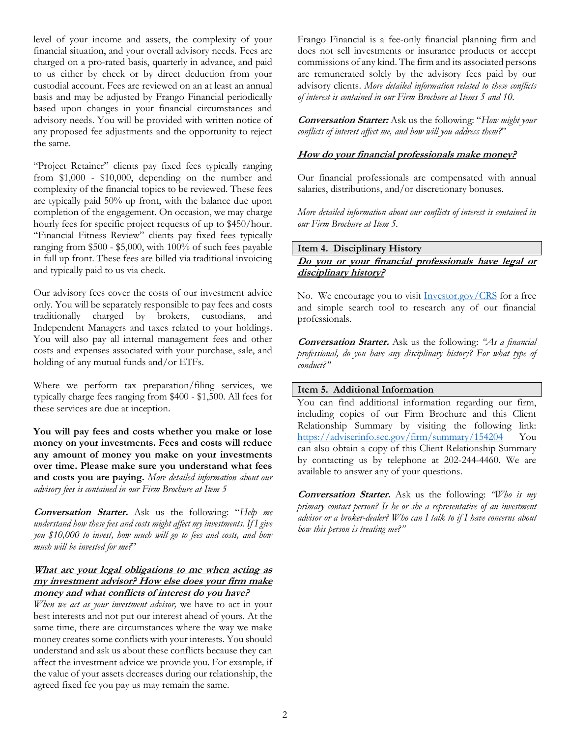level of your income and assets, the complexity of your financial situation, and your overall advisory needs. Fees are charged on a pro-rated basis, quarterly in advance, and paid to us either by check or by direct deduction from your custodial account. Fees are reviewed on an at least an annual basis and may be adjusted by Frango Financial periodically based upon changes in your financial circumstances and advisory needs. You will be provided with written notice of any proposed fee adjustments and the opportunity to reject the same.

"Project Retainer" clients pay fixed fees typically ranging from $1,000 - $10,000, depending on the number and complexity of the financial topics to be reviewed. These fees are typically paid 50% up front, with the balance due upon completion of the engagement. On occasion, we may charge hourly fees for specific project requests of up to $450/hour. "Financial Fitness Review" clients pay fixed fees typically ranging from $500 - $5,000, with 100% of such fees payable in full up front. These fees are billed via traditional invoicing and typically paid to us via check.

Our advisory fees cover the costs of our investment advice only. You will be separately responsible to pay fees and costs traditionally charged by brokers, custodians, and Independent Managers and taxes related to your holdings. You will also pay all internal management fees and other costs and expenses associated with your purchase, sale, and holding of any mutual funds and/or ETFs.

Where we perform tax preparation/filing services, we typically charge fees ranging from $400 - $1,500. All fees for these services are due at inception.

**You will pay fees and costs whether you make or lose money on your investments. Fees and costs will reduce any amount of money you make on your investments over time. Please make sure you understand what fees and costs you are paying.** *More detailed information about our advisory fees is contained in our Firm Brochure at Item 5*

***Conversation Starter.*** Ask us the following: "*Help me understand how these fees and costs might affect my investments. If I give you $10,000 to invest, how much will go to fees and costs, and how much will be invested for me?*"

**What are your legal obligations to me when acting as my investment advisor? How else does your firm make money and what conflicts of interest do you have?**

*When we act as your investment advisor,* we have to act in your best interests and not put our interest ahead of yours. At the same time, there are circumstances where the way we make money creates some conflicts with your interests. You should understand and ask us about these conflicts because they can affect the investment advice we provide you. For example*,* if the value of your assets decreases during our relationship, the agreed fixed fee you pay us may remain the same.

Frango Financial is a fee-only financial planning firm and does not sell investments or insurance products or accept commissions of any kind. The firm and its associated persons are remunerated solely by the advisory fees paid by our advisory clients. *More detailed information related to these conflicts of interest is contained in our Firm Brochure at Items 5 and 10.*

***Conversation Starter:*** Ask us the following: "*How might your conflicts of interest affect me, and how will you address them?*"

**How do your financial professionals make money?**

Our financial professionals are compensated with annual salaries, distributions, and/or discretionary bonuses.

*More detailed information about our conflicts of interest is contained in our Firm Brochure at Item 5.*

## Item 4. Disciplinary History

**Do you or your financial professionals have legal or disciplinary history?**

No. We encourage you to visit Investor.gov/CRS for a free and simple search tool to research any of our financial professionals.

***Conversation Starter.*** Ask us the following: *"As a financial professional, do you have any disciplinary history? For what type of conduct?"*

## Item 5. Additional Information

You can find additional information regarding our firm, including copies of our Firm Brochure and this Client Relationship Summary by visiting the following link: https://adviserinfo.sec.gov/firm/summary/154204 You can also obtain a copy of this Client Relationship Summary by contacting us by telephone at 202-244-4460. We are available to answer any of your questions.

***Conversation Starter.*** Ask us the following: *"Who is my primary contact person? Is he or she a representative of an investment advisor or a broker-dealer? Who can I talk to if I have concerns about how this person is treating me?"*